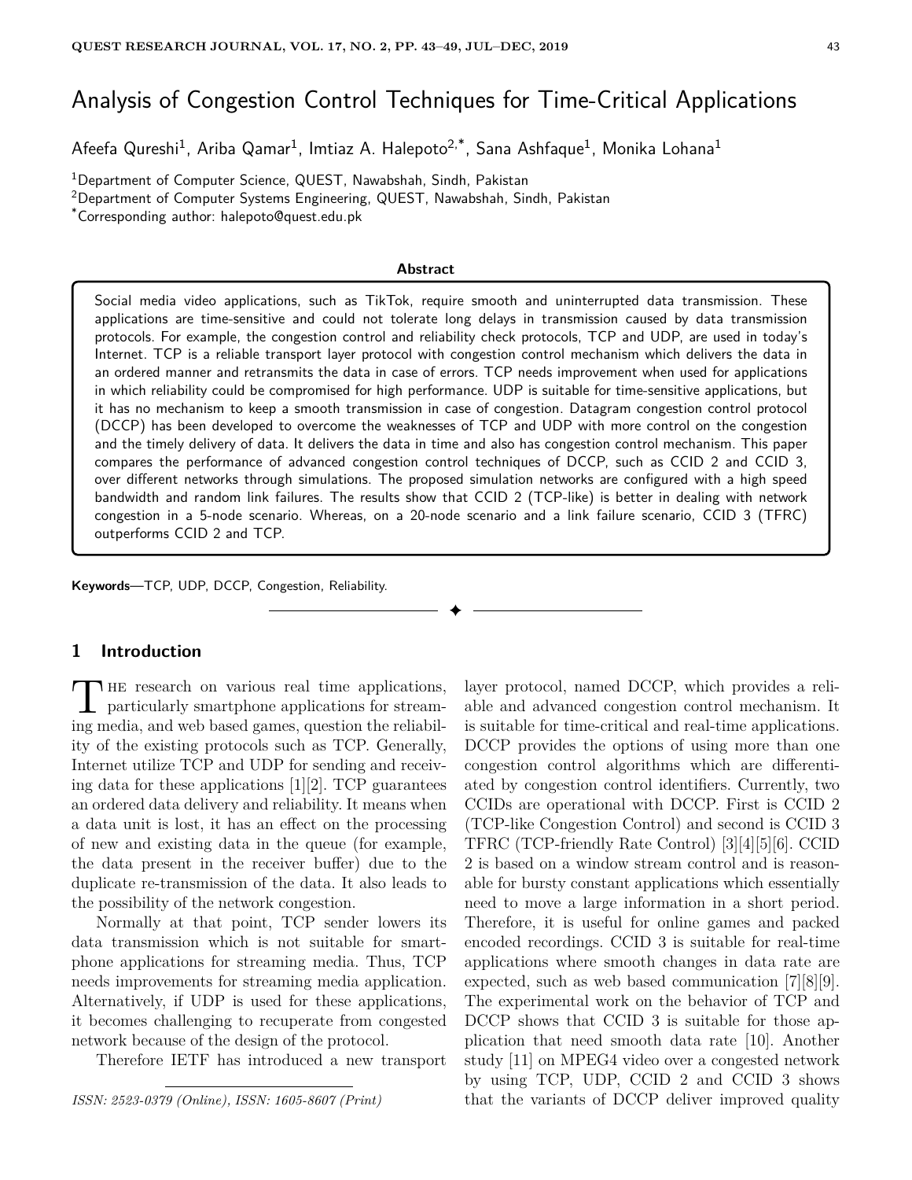# Analysis of Congestion Control Techniques for Time-Critical Applications

Afeefa Qureshi[1], Ariba Qamar[1], Imtiaz A. Halepoto[2,*], Sana Ashfaque[1], Monika Lohana[1]

[1]Department of Computer Science, QUEST, Nawabshah, Sindh, Pakistan
[2]Department of Computer Systems Engineering, QUEST, Nawabshah, Sindh, Pakistan
[*]Corresponding author: halepoto@quest.edu.pk

## Abstract

Social media video applications, such as TikTok, require smooth and uninterrupted data transmission. These applications are time-sensitive and could not tolerate long delays in transmission caused by data transmission protocols. For example, the congestion control and reliability check protocols, TCP and UDP, are used in today's Internet. TCP is a reliable transport layer protocol with congestion control mechanism which delivers the data in an ordered manner and retransmits the data in case of errors. TCP needs improvement when used for applications in which reliability could be compromised for high performance. UDP is suitable for time-sensitive applications, but it has no mechanism to keep a smooth transmission in case of congestion. Datagram congestion control protocol (DCCP) has been developed to overcome the weaknesses of TCP and UDP with more control on the congestion and the timely delivery of data. It delivers the data in time and also has congestion control mechanism. This paper compares the performance of advanced congestion control techniques of DCCP, such as CCID 2 and CCID 3, over different networks through simulations. The proposed simulation networks are configured with a high speed bandwidth and random link failures. The results show that CCID 2 (TCP-like) is better in dealing with network congestion in a 5-node scenario. Whereas, on a 20-node scenario and a link failure scenario, CCID 3 (TFRC) outperforms CCID 2 and TCP.

**Keywords**—TCP, UDP, DCCP, Congestion, Reliability.

## 1 Introduction

The research on various real time applications, particularly smartphone applications for streaming media, and web based games, question the reliability of the existing protocols such as TCP. Generally, Internet utilize TCP and UDP for sending and receiving data for these applications [1][2]. TCP guarantees an ordered data delivery and reliability. It means when a data unit is lost, it has an effect on the processing of new and existing data in the queue (for example, the data present in the receiver buffer) due to the duplicate re-transmission of the data. It also leads to the possibility of the network congestion.

Normally at that point, TCP sender lowers its data transmission which is not suitable for smartphone applications for streaming media. Thus, TCP needs improvements for streaming media application. Alternatively, if UDP is used for these applications, it becomes challenging to recuperate from congested network because of the design of the protocol.

Therefore IETF has introduced a new transport layer protocol, named DCCP, which provides a reliable and advanced congestion control mechanism. It is suitable for time-critical and real-time applications. DCCP provides the options of using more than one congestion control algorithms which are differentiated by congestion control identifiers. Currently, two CCIDs are operational with DCCP. First is CCID 2 (TCP-like Congestion Control) and second is CCID 3 TFRC (TCP-friendly Rate Control) [3][4][5][6]. CCID 2 is based on a window stream control and is reasonable for bursty constant applications which essentially need to move a large information in a short period. Therefore, it is useful for online games and packed encoded recordings. CCID 3 is suitable for real-time applications where smooth changes in data rate are expected, such as web based communication [7][8][9]. The experimental work on the behavior of TCP and DCCP shows that CCID 3 is suitable for those application that need smooth data rate [10]. Another study [11] on MPEG4 video over a congested network by using TCP, UDP, CCID 2 and CCID 3 shows that the variants of DCCP deliver improved quality

*ISSN: 2523-0379 (Online), ISSN: 1605-8607 (Print)*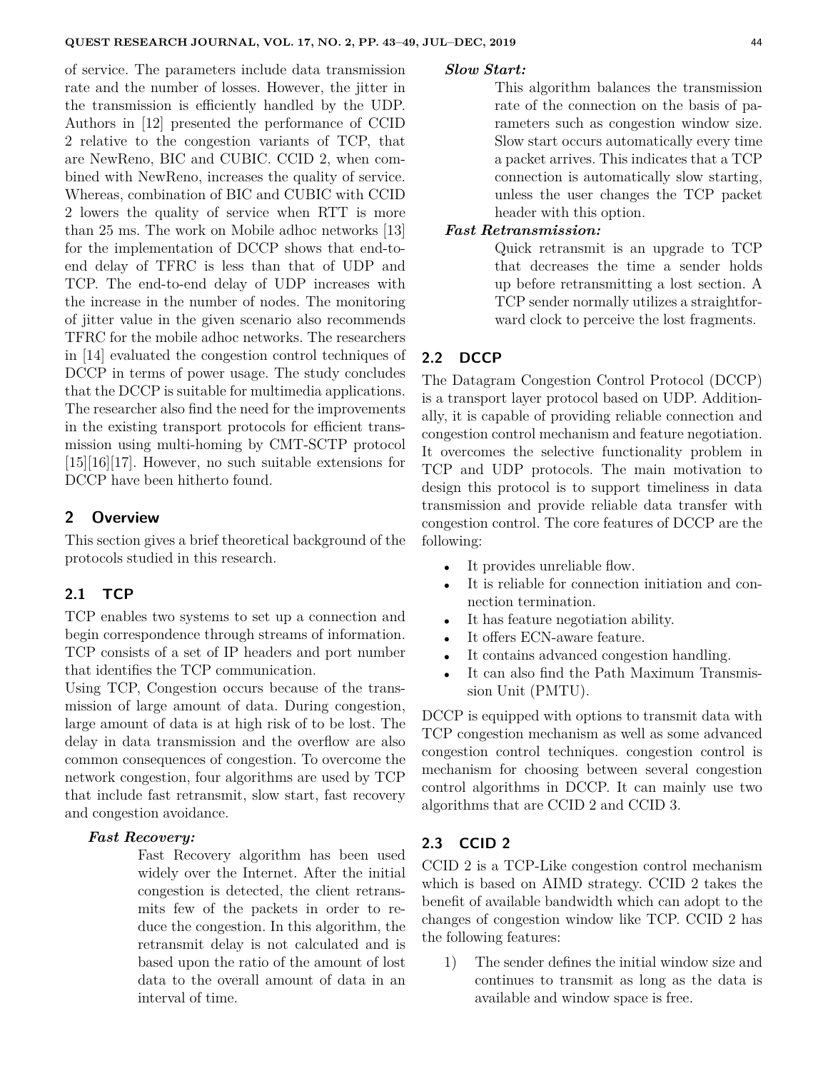of service. The parameters include data transmission rate and the number of losses. However, the jitter in the transmission is efficiently handled by the UDP. Authors in [12] presented the performance of CCID 2 relative to the congestion variants of TCP, that are NewReno, BIC and CUBIC. CCID 2, when combined with NewReno, increases the quality of service. Whereas, combination of BIC and CUBIC with CCID 2 lowers the quality of service when RTT is more than 25 ms. The work on Mobile adhoc networks [13] for the implementation of DCCP shows that end-to-end delay of TFRC is less than that of UDP and TCP. The end-to-end delay of UDP increases with the increase in the number of nodes. The monitoring of jitter value in the given scenario also recommends TFRC for the mobile adhoc networks. The researchers in [14] evaluated the congestion control techniques of DCCP in terms of power usage. The study concludes that the DCCP is suitable for multimedia applications. The researcher also find the need for the improvements in the existing transport protocols for efficient transmission using multi-homing by CMT-SCTP protocol [15][16][17]. However, no such suitable extensions for DCCP have been hitherto found.

## 2 Overview

This section gives a brief theoretical background of the protocols studied in this research.

### 2.1 TCP

TCP enables two systems to set up a connection and begin correspondence through streams of information. TCP consists of a set of IP headers and port number that identifies the TCP communication.

Using TCP, Congestion occurs because of the transmission of large amount of data. During congestion, large amount of data is at high risk of to be lost. The delay in data transmission and the overflow are also common consequences of congestion. To overcome the network congestion, four algorithms are used by TCP that include fast retransmit, slow start, fast recovery and congestion avoidance.

***Fast Recovery:***
Fast Recovery algorithm has been used widely over the Internet. After the initial congestion is detected, the client retransmits few of the packets in order to reduce the congestion. In this algorithm, the retransmit delay is not calculated and is based upon the ratio of the amount of lost data to the overall amount of data in an interval of time.

***Slow Start:***
This algorithm balances the transmission rate of the connection on the basis of parameters such as congestion window size. Slow start occurs automatically every time a packet arrives. This indicates that a TCP connection is automatically slow starting, unless the user changes the TCP packet header with this option.

***Fast Retransmission:***
Quick retransmit is an upgrade to TCP that decreases the time a sender holds up before retransmitting a lost section. A TCP sender normally utilizes a straightforward clock to perceive the lost fragments.

### 2.2 DCCP

The Datagram Congestion Control Protocol (DCCP) is a transport layer protocol based on UDP. Additionally, it is capable of providing reliable connection and congestion control mechanism and feature negotiation. It overcomes the selective functionality problem in TCP and UDP protocols. The main motivation to design this protocol is to support timeliness in data transmission and provide reliable data transfer with congestion control. The core features of DCCP are the following:

- It provides unreliable flow.
- It is reliable for connection initiation and connection termination.
- It has feature negotiation ability.
- It offers ECN-aware feature.
- It contains advanced congestion handling.
- It can also find the Path Maximum Transmission Unit (PMTU).

DCCP is equipped with options to transmit data with TCP congestion mechanism as well as some advanced congestion control techniques. congestion control is mechanism for choosing between several congestion control algorithms in DCCP. It can mainly use two algorithms that are CCID 2 and CCID 3.

### 2.3 CCID 2

CCID 2 is a TCP-Like congestion control mechanism which is based on AIMD strategy. CCID 2 takes the benefit of available bandwidth which can adopt to the changes of congestion window like TCP. CCID 2 has the following features:

1) The sender defines the initial window size and continues to transmit as long as the data is available and window space is free.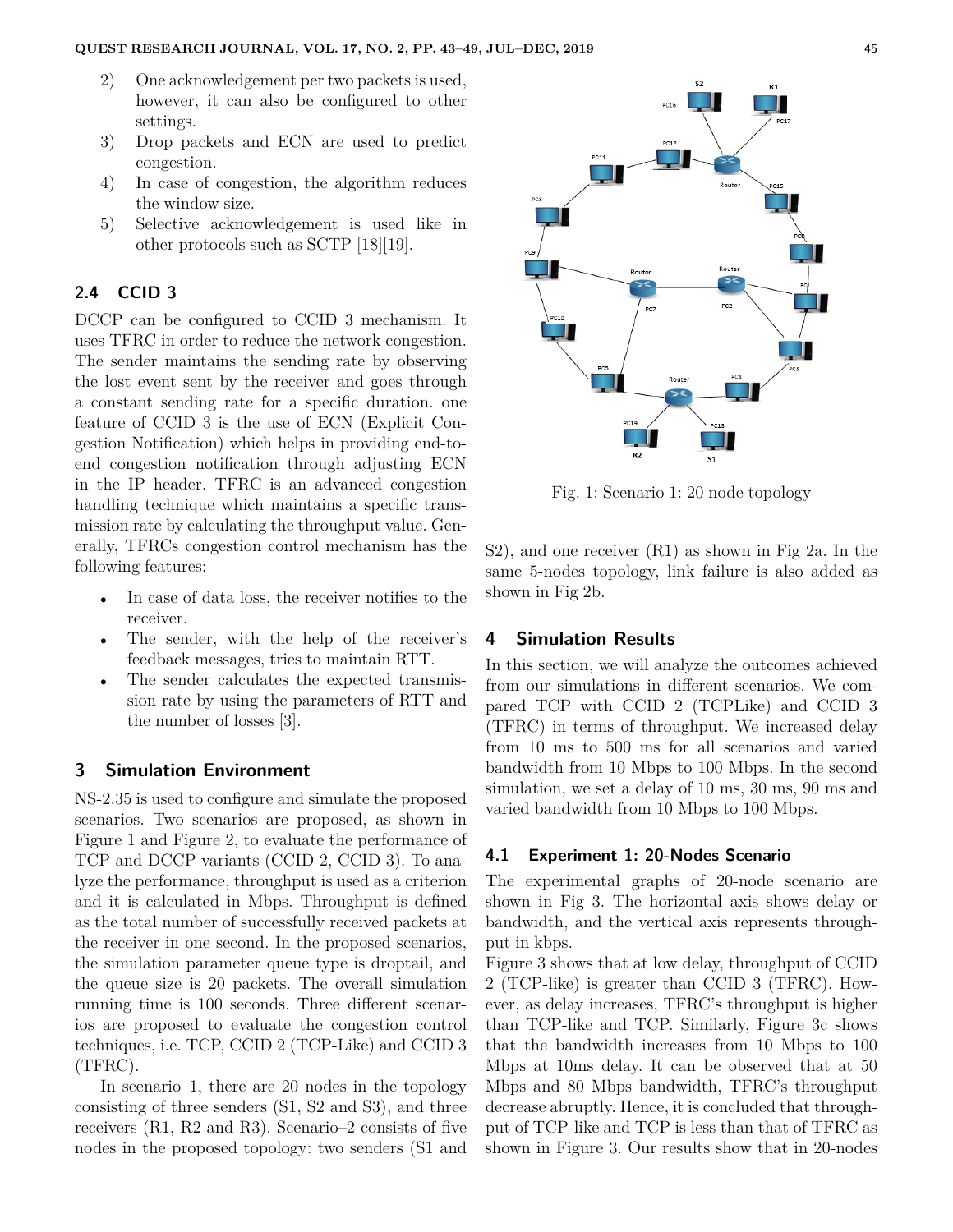2) One acknowledgement per two packets is used, however, it can also be configured to other settings.
3) Drop packets and ECN are used to predict congestion.
4) In case of congestion, the algorithm reduces the window size.
5) Selective acknowledgement is used like in other protocols such as SCTP [18][19].

### 2.4 CCID 3

DCCP can be configured to CCID 3 mechanism. It uses TFRC in order to reduce the network congestion. The sender maintains the sending rate by observing the lost event sent by the receiver and goes through a constant sending rate for a specific duration. one feature of CCID 3 is the use of ECN (Explicit Congestion Notification) which helps in providing end-to-end congestion notification through adjusting ECN in the IP header. TFRC is an advanced congestion handling technique which maintains a specific transmission rate by calculating the throughput value. Generally, TFRCs congestion control mechanism has the following features:

- In case of data loss, the receiver notifies to the receiver.
- The sender, with the help of the receiver's feedback messages, tries to maintain RTT.
- The sender calculates the expected transmission rate by using the parameters of RTT and the number of losses [3].

## 3 Simulation Environment

NS-2.35 is used to configure and simulate the proposed scenarios. Two scenarios are proposed, as shown in Figure 1 and Figure 2, to evaluate the performance of TCP and DCCP variants (CCID 2, CCID 3). To analyze the performance, throughput is used as a criterion and it is calculated in Mbps. Throughput is defined as the total number of successfully received packets at the receiver in one second. In the proposed scenarios, the simulation parameter queue type is droptail, and the queue size is 20 packets. The overall simulation running time is 100 seconds. Three different scenarios are proposed to evaluate the congestion control techniques, i.e. TCP, CCID 2 (TCP-Like) and CCID 3 (TFRC).

In scenario–1, there are 20 nodes in the topology consisting of three senders (S1, S2 and S3), and three receivers (R1, R2 and R3). Scenario–2 consists of five nodes in the proposed topology: two senders (S1 and S2), and one receiver (R1) as shown in Fig 2a. In the same 5-nodes topology, link failure is also added as shown in Fig 2b.

Fig. 1: Scenario 1: 20 node topology

## 4 Simulation Results

In this section, we will analyze the outcomes achieved from our simulations in different scenarios. We compared TCP with CCID 2 (TCPLike) and CCID 3 (TFRC) in terms of throughput. We increased delay from 10 ms to 500 ms for all scenarios and varied bandwidth from 10 Mbps to 100 Mbps. In the second simulation, we set a delay of 10 ms, 30 ms, 90 ms and varied bandwidth from 10 Mbps to 100 Mbps.

### 4.1 Experiment 1: 20-Nodes Scenario

The experimental graphs of 20-node scenario are shown in Fig 3. The horizontal axis shows delay or bandwidth, and the vertical axis represents throughput in kbps.

Figure 3 shows that at low delay, throughput of CCID 2 (TCP-like) is greater than CCID 3 (TFRC). However, as delay increases, TFRC's throughput is higher than TCP-like and TCP. Similarly, Figure 3c shows that the bandwidth increases from 10 Mbps to 100 Mbps at 10ms delay. It can be observed that at 50 Mbps and 80 Mbps bandwidth, TFRC's throughput decrease abruptly. Hence, it is concluded that throughput of TCP-like and TCP is less than that of TFRC as shown in Figure 3. Our results show that in 20-nodes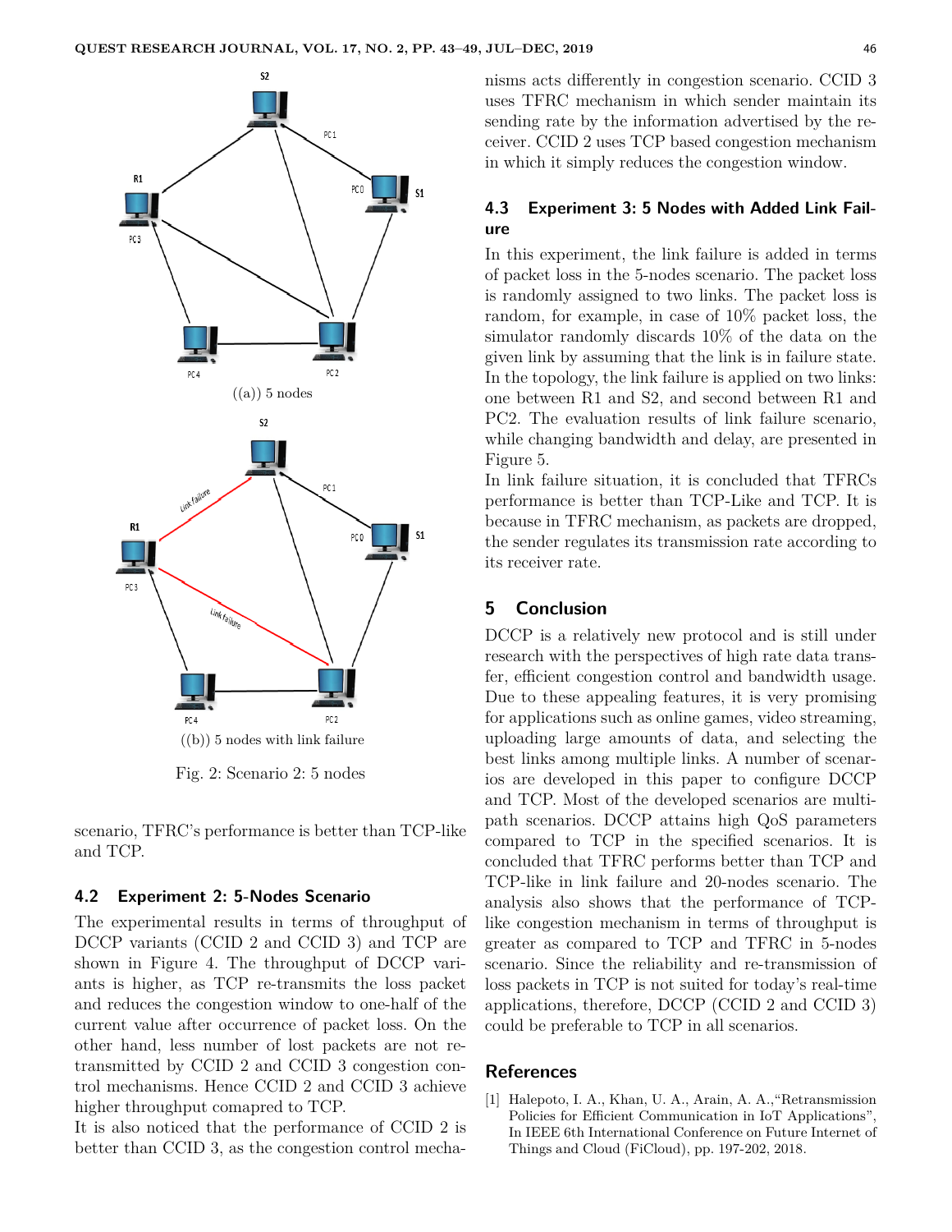((a)) 5 nodes

((b)) 5 nodes with link failure

Fig. 2: Scenario 2: 5 nodes

scenario, TFRC's performance is better than TCP-like and TCP.

### 4.2 Experiment 2: 5-Nodes Scenario

The experimental results in terms of throughput of DCCP variants (CCID 2 and CCID 3) and TCP are shown in Figure 4. The throughput of DCCP variants is higher, as TCP re-transmits the loss packet and reduces the congestion window to one-half of the current value after occurrence of packet loss. On the other hand, less number of lost packets are not re-transmitted by CCID 2 and CCID 3 congestion control mechanisms. Hence CCID 2 and CCID 3 achieve higher throughput comapred to TCP.

It is also noticed that the performance of CCID 2 is better than CCID 3, as the congestion control mechanisms acts differently in congestion scenario. CCID 3 uses TFRC mechanism in which sender maintain its sending rate by the information advertised by the receiver. CCID 2 uses TCP based congestion mechanism in which it simply reduces the congestion window.

### 4.3 Experiment 3: 5 Nodes with Added Link Failure

In this experiment, the link failure is added in terms of packet loss in the 5-nodes scenario. The packet loss is randomly assigned to two links. The packet loss is random, for example, in case of 10% packet loss, the simulator randomly discards 10% of the data on the given link by assuming that the link is in failure state. In the topology, the link failure is applied on two links: one between R1 and S2, and second between R1 and PC2. The evaluation results of link failure scenario, while changing bandwidth and delay, are presented in Figure 5.

In link failure situation, it is concluded that TFRCs performance is better than TCP-Like and TCP. It is because in TFRC mechanism, as packets are dropped, the sender regulates its transmission rate according to its receiver rate.

## 5 Conclusion

DCCP is a relatively new protocol and is still under research with the perspectives of high rate data transfer, efficient congestion control and bandwidth usage. Due to these appealing features, it is very promising for applications such as online games, video streaming, uploading large amounts of data, and selecting the best links among multiple links. A number of scenarios are developed in this paper to configure DCCP and TCP. Most of the developed scenarios are multi-path scenarios. DCCP attains high QoS parameters compared to TCP in the specified scenarios. It is concluded that TFRC performs better than TCP and TCP-like in link failure and 20-nodes scenario. The analysis also shows that the performance of TCP-like congestion mechanism in terms of throughput is greater as compared to TCP and TFRC in 5-nodes scenario. Since the reliability and re-transmission of loss packets in TCP is not suited for today's real-time applications, therefore, DCCP (CCID 2 and CCID 3) could be preferable to TCP in all scenarios.

## References

[1] Halepoto, I. A., Khan, U. A., Arain, A. A.,"Retransmission Policies for Efficient Communication in IoT Applications", In IEEE 6th International Conference on Future Internet of Things and Cloud (FiCloud), pp. 197-202, 2018.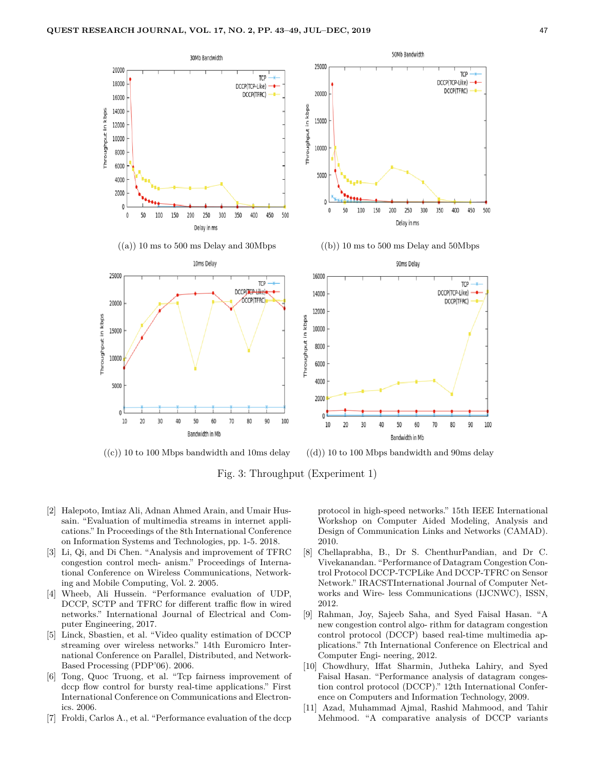((a)) 10 ms to 500 ms Delay and 30Mbps

((b)) 10 ms to 500 ms Delay and 50Mbps

((c)) 10 to 100 Mbps bandwidth and 10ms delay

((d)) 10 to 100 Mbps bandwidth and 90ms delay

Fig. 3: Throughput (Experiment 1)

[2] Halepoto, Imtiaz Ali, Adnan Ahmed Arain, and Umair Hussain. "Evaluation of multimedia streams in internet applications." In Proceedings of the 8th International Conference on Information Systems and Technologies, pp. 1-5. 2018.

[3] Li, Qi, and Di Chen. "Analysis and improvement of TFRC congestion control mech- anism." Proceedings of International Conference on Wireless Communications, Networking and Mobile Computing, Vol. 2. 2005.

[4] Wheeb, Ali Hussein. "Performance evaluation of UDP, DCCP, SCTP and TFRC for different traffic flow in wired networks." International Journal of Electrical and Computer Engineering, 2017.

[5] Linck, Sbastien, et al. "Video quality estimation of DCCP streaming over wireless networks." 14th Euromicro International Conference on Parallel, Distributed, and Network-Based Processing (PDP'06). 2006.

[6] Tong, Quoc Truong, et al. "Tcp fairness improvement of dccp flow control for bursty real-time applications." First International Conference on Communications and Electronics. 2006.

[7] Froldi, Carlos A., et al. "Performance evaluation of the dccp protocol in high-speed networks." 15th IEEE International Workshop on Computer Aided Modeling, Analysis and Design of Communication Links and Networks (CAMAD). 2010.

[8] Chellaprabha, B., Dr S. ChenthurPandian, and Dr C. Vivekanandan. "Performance of Datagram Congestion Control Protocol DCCP-TCPLike And DCCP-TFRC on Sensor Network." IRACSTInternational Journal of Computer Networks and Wire- less Communications (IJCNWC), ISSN, 2012.

[9] Rahman, Joy, Sajeeb Saha, and Syed Faisal Hasan. "A new congestion control algo- rithm for datagram congestion control protocol (DCCP) based real-time multimedia applications." 7th International Conference on Electrical and Computer Engi- neering, 2012.

[10] Chowdhury, Iffat Sharmin, Jutheka Lahiry, and Syed Faisal Hasan. "Performance analysis of datagram congestion control protocol (DCCP)." 12th International Conference on Computers and Information Technology, 2009.

[11] Azad, Muhammad Ajmal, Rashid Mahmood, and Tahir Mehmood. "A comparative analysis of DCCP variants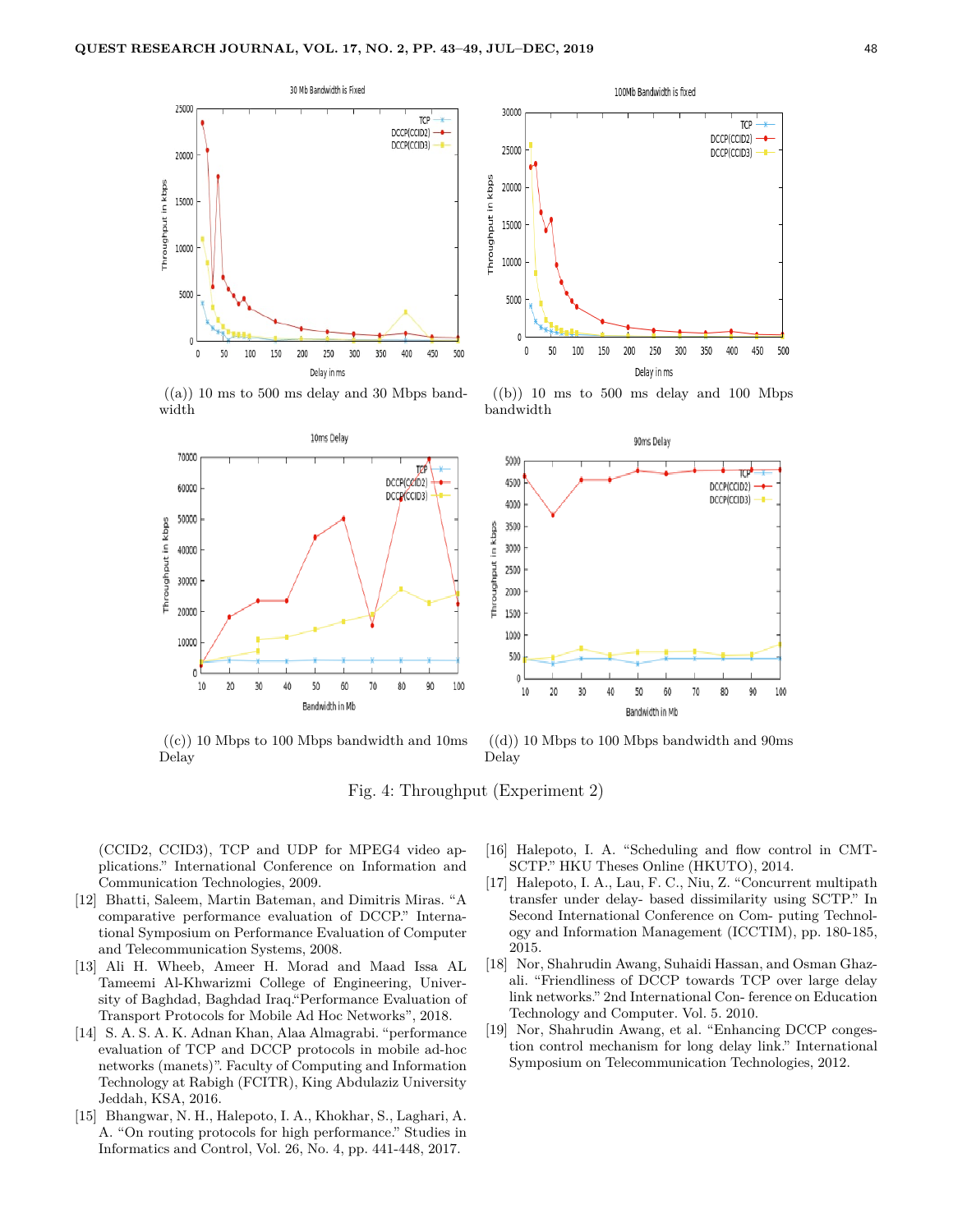((a)) 10 ms to 500 ms delay and 30 Mbps bandwidth

((b)) 10 ms to 500 ms delay and 100 Mbps bandwidth

((c)) 10 Mbps to 100 Mbps bandwidth and 10ms Delay

((d)) 10 Mbps to 100 Mbps bandwidth and 90ms Delay

Fig. 4: Throughput (Experiment 2)

(CCID2, CCID3), TCP and UDP for MPEG4 video applications." International Conference on Information and Communication Technologies, 2009.

[12] Bhatti, Saleem, Martin Bateman, and Dimitris Miras. "A comparative performance evaluation of DCCP." International Symposium on Performance Evaluation of Computer and Telecommunication Systems, 2008.

[13] Ali H. Wheeb, Ameer H. Morad and Maad Issa AL Tameemi Al-Khwarizmi College of Engineering, University of Baghdad, Baghdad Iraq."Performance Evaluation of Transport Protocols for Mobile Ad Hoc Networks", 2018.

[14] S. A. S. A. K. Adnan Khan, Alaa Almagrabi. "performance evaluation of TCP and DCCP protocols in mobile ad-hoc networks (manets)". Faculty of Computing and Information Technology at Rabigh (FCITR), King Abdulaziz University Jeddah, KSA, 2016.

[15] Bhangwar, N. H., Halepoto, I. A., Khokhar, S., Laghari, A. A. "On routing protocols for high performance." Studies in Informatics and Control, Vol. 26, No. 4, pp. 441-448, 2017.

[16] Halepoto, I. A. "Scheduling and flow control in CMT-SCTP." HKU Theses Online (HKUTO), 2014.

[17] Halepoto, I. A., Lau, F. C., Niu, Z. "Concurrent multipath transfer under delay- based dissimilarity using SCTP." In Second International Conference on Com- puting Technology and Information Management (ICCTIM), pp. 180-185, 2015.

[18] Nor, Shahrudin Awang, Suhaidi Hassan, and Osman Ghazali. "Friendliness of DCCP towards TCP over large delay link networks." 2nd International Con- ference on Education Technology and Computer. Vol. 5. 2010.

[19] Nor, Shahrudin Awang, et al. "Enhancing DCCP congestion control mechanism for long delay link." International Symposium on Telecommunication Technologies, 2012.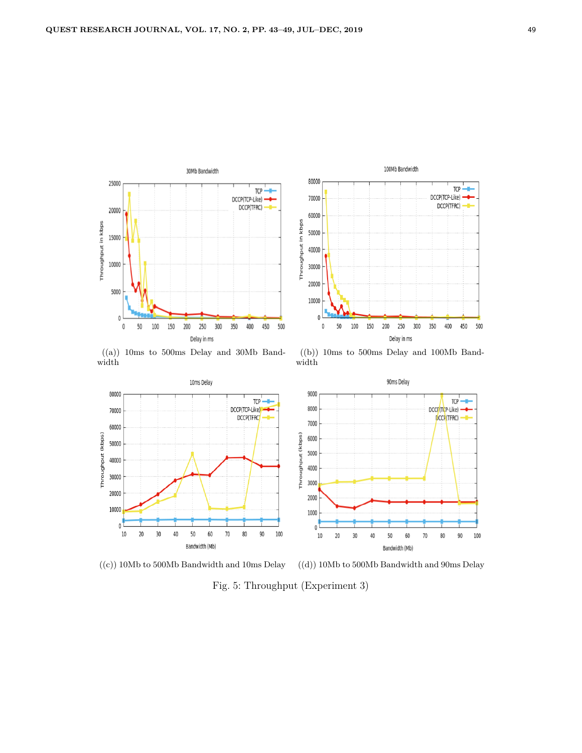30Mb Bandwidth

Throughput in kbps

0
5000
10000
15000
20000
25000

0 50 100 150 200 250 300 350 400 450 500

Delay in ms

TCP
DCCP(TCP-Like)
DCCP(TFRC)

((a)) 10ms to 500ms Delay and 30Mb Bandwidth

100Mb Bandwidth

Throughput in kbps

0
10000
20000
30000
40000
50000
60000
70000
80000

0 50 100 150 200 250 300 350 400 450 500

Delay in ms

TCP
DCCP(TCP-Like)
DCCP(TFRC)

((b)) 10ms to 500ms Delay and 100Mb Bandwidth

10ms Delay

Throughput (kbps)

0
10000
20000
30000
40000
50000
60000
70000
80000

10 20 30 40 50 60 70 80 90 100

Bandwidth (Mb)

TCP
DCCP(TCP-Like)
DCCP(TFRC)

((c)) 10Mb to 500Mb Bandwidth and 10ms Delay

90ms Delay

Throughput (kbps)

0
1000
2000
3000
4000
5000
6000
7000
8000
9000

10 20 30 40 50 60 70 80 90 100

Bandwidth (Mb)

TCP
DCCP(TCP-Like)
DCCP(TFRC)

((d)) 10Mb to 500Mb Bandwidth and 90ms Delay

Fig. 5: Throughput (Experiment 3)